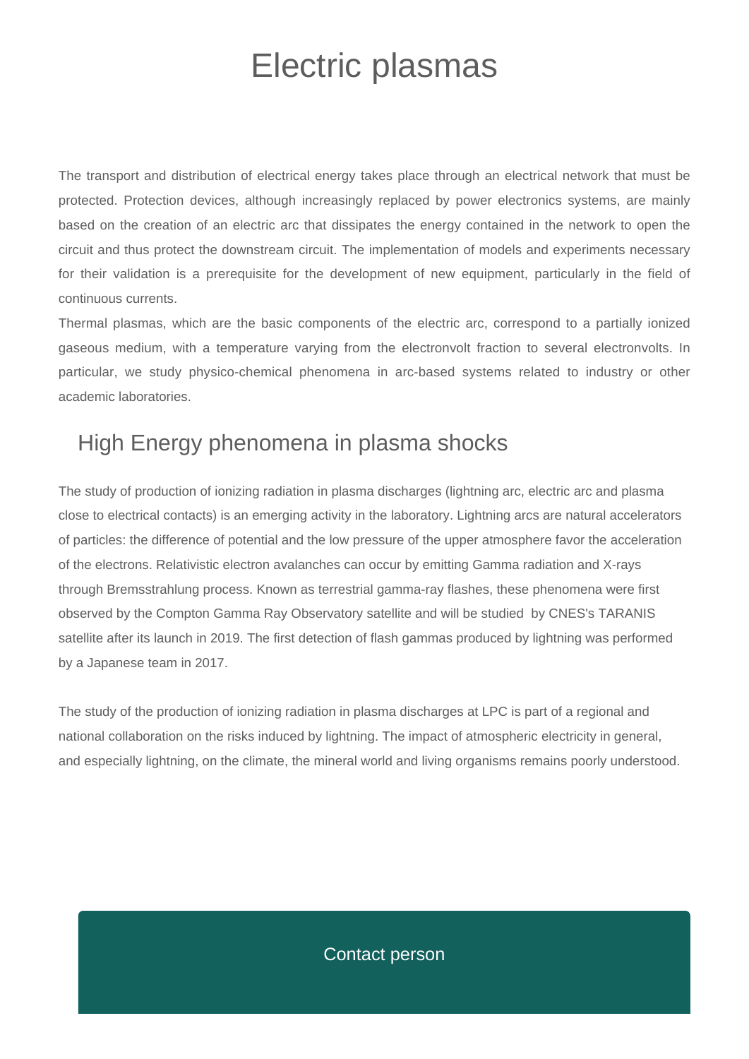# Electric plasmas

The transport and distribution of electrical energy takes place through an electrical network that must be protected. Protection devices, although increasingly replaced by power electronics systems, are mainly based on the creation of an electric arc that dissipates the energy contained in the network to open the circuit and thus protect the downstream circuit. The implementation of models and experiments necessary for their validation is a prerequisite for the development of new equipment, particularly in the field of continuous currents.

Thermal plasmas, which are the basic components of the electric arc, correspond to a partially ionized gaseous medium, with a temperature varying from the electronvolt fraction to several electronvolts. In particular, we study physico-chemical phenomena in arc-based systems related to industry or other academic laboratories.

## High Energy phenomena in plasma shocks

The study of production of ionizing radiation in plasma discharges (lightning arc, electric arc and plasma close to electrical contacts) is an emerging activity in the laboratory. Lightning arcs are natural accelerators of particles: the difference of potential and the low pressure of the upper atmosphere favor the acceleration of the electrons. Relativistic electron avalanches can occur by emitting Gamma radiation and X-rays through Bremsstrahlung process. Known as terrestrial gamma-ray flashes, these phenomena were first observed by the Compton Gamma Ray Observatory satellite and will be studied by CNES's TARANIS satellite after its launch in 2019. The first detection of flash gammas produced by lightning was performed by a Japanese team in 2017.

The study of the production of ionizing radiation in plasma discharges at LPC is part of a regional and national collaboration on the risks induced by lightning. The impact of atmospheric electricity in general, and especially lightning, on the climate, the mineral world and living organisms remains poorly understood.

Contact person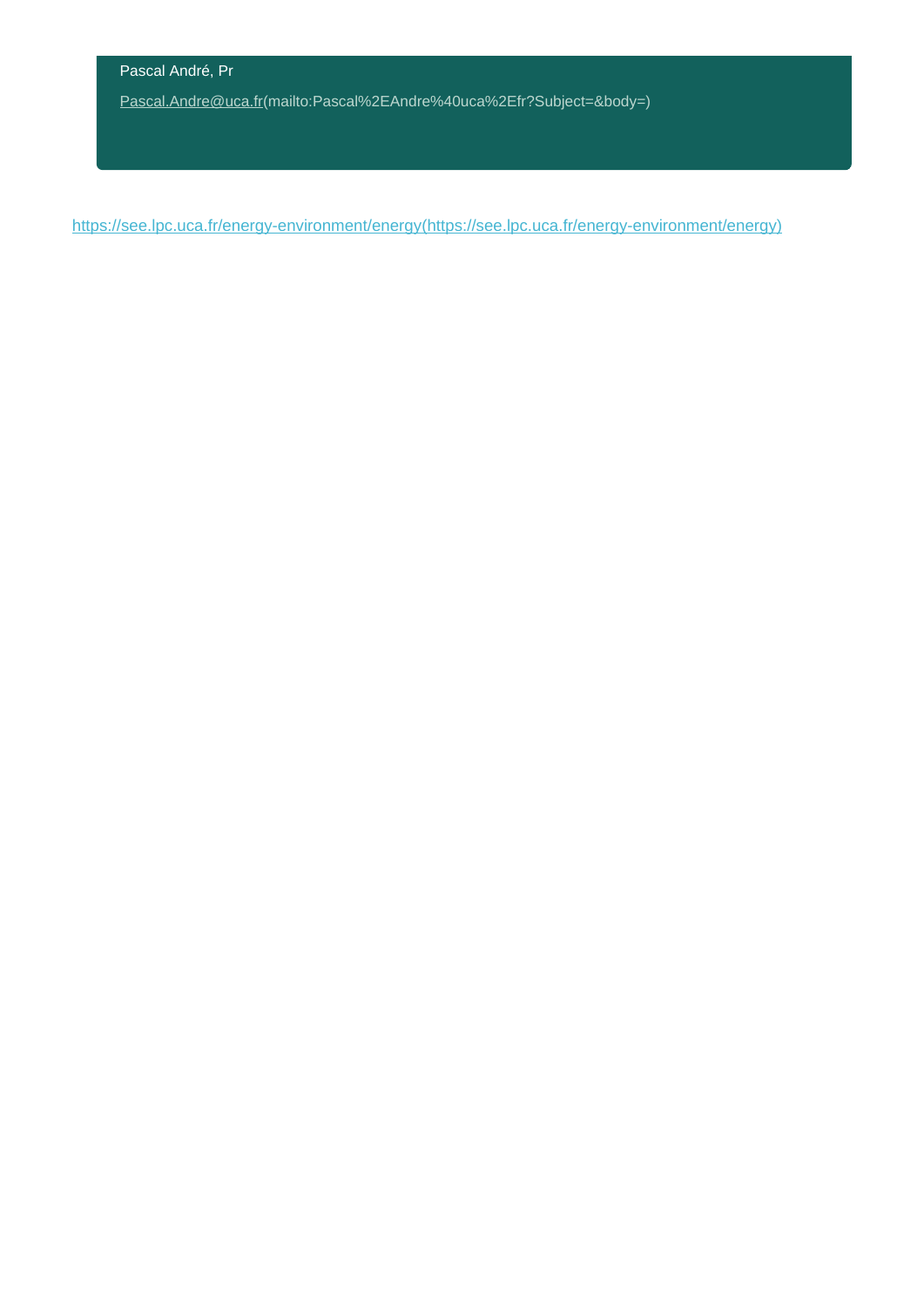Pascal André, Pr

Pascal.Andre@uca.fr(mailto:Pascal%2EAndre%40uca%2Efr?Subject=&body=)

https://see.lpc.uca.fr/energy-environment/energy(https://see.lpc.uca.fr/energy-environment/energy)